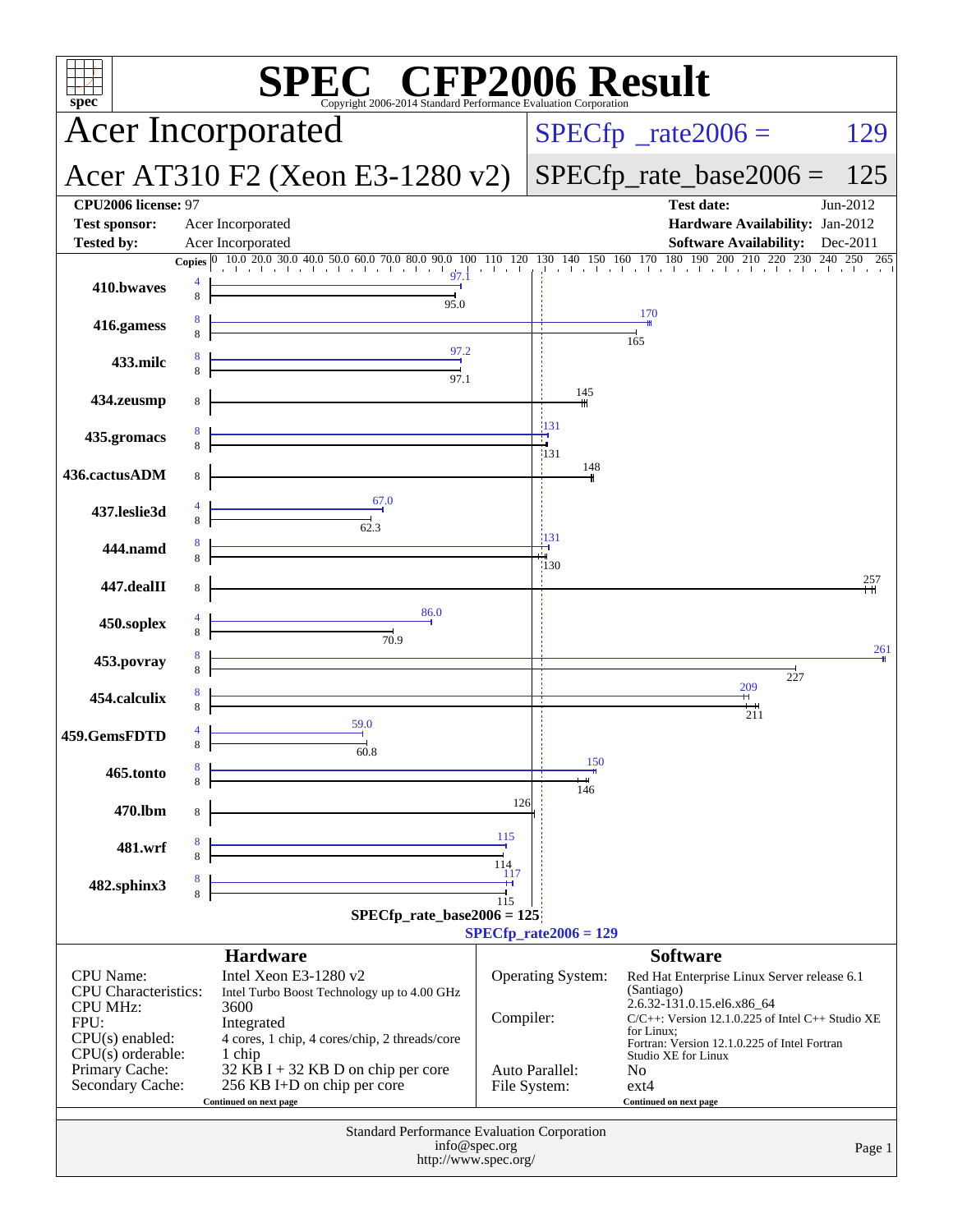# SPEC CFP2006 Result

Copyright 2006-2014 Standard Performance Evaluation Corporation

**Acer Incorporated**

**Acer AT310 F2 (Xeon E3-1280 v2)**

SPECfp_rate2006 = 129

SPECfp_rate_base2006 = 125

| | | | |
|---|---|---|---|
| **CPU2006 license:** 97 | | **Test date:** | Jun-2012 |
| **Test sponsor:** | Acer Incorporated | **Hardware Availability:** | Jan-2012 |
| **Tested by:** | Acer Incorporated | **Software Availability:** | Dec-2011 |

| Benchmark | Copies (peak) | Peak | Copies (base) | Base |
|---|---|---|---|---|
| 410.bwaves | 4 | 97.1 | 8 | 95.0 |
| 416.gamess | 8 | 170 | 8 | 165 |
| 433.milc | 8 | 97.2 | 8 | 97.1 |
| 434.zeusmp | | | 8 | 145 |
| 435.gromacs | 8 | 131 | 8 | 131 |
| 436.cactusADM | | | 8 | 148 |
| 437.leslie3d | 4 | 67.0 | 8 | 62.3 |
| 444.namd | 8 | 131 | 8 | 130 |
| 447.dealII | | | 8 | 257 |
| 450.soplex | 4 | 86.0 | 8 | 70.9 |
| 453.povray | 8 | 261 | 8 | 227 |
| 454.calculix | 8 | 209 | 8 | 211 |
| 459.GemsFDTD | 4 | 59.0 | 8 | 60.8 |
| 465.tonto | 8 | 150 | 8 | 146 |
| 470.lbm | | | 8 | 126 |
| 481.wrf | 8 | 115 | 8 | 114 |
| 482.sphinx3 | 8 | 117 | 8 | 115 |

SPECfp_rate_base2006 = 125

SPECfp_rate2006 = 129

## Hardware

| | |
|---|---|
| CPU Name: | Intel Xeon E3-1280 v2 |
| CPU Characteristics: | Intel Turbo Boost Technology up to 4.00 GHz |
| CPU MHz: | 3600 |
| FPU: | Integrated |
| CPU(s) enabled: | 4 cores, 1 chip, 4 cores/chip, 2 threads/core |
| CPU(s) orderable: | 1 chip |
| Primary Cache: | 32 KB I + 32 KB D on chip per core |
| Secondary Cache: | 256 KB I+D on chip per core |

Continued on next page

## Software

| | |
|---|---|
| Operating System: | Red Hat Enterprise Linux Server release 6.1 (Santiago) 2.6.32-131.0.15.el6.x86_64 |
| Compiler: | C/C++: Version 12.1.0.225 of Intel C++ Studio XE for Linux; Fortran: Version 12.1.0.225 of Intel Fortran Studio XE for Linux |
| Auto Parallel: | No |
| File System: | ext4 |

Continued on next page

Standard Performance Evaluation Corporation
info@spec.org
http://www.spec.org/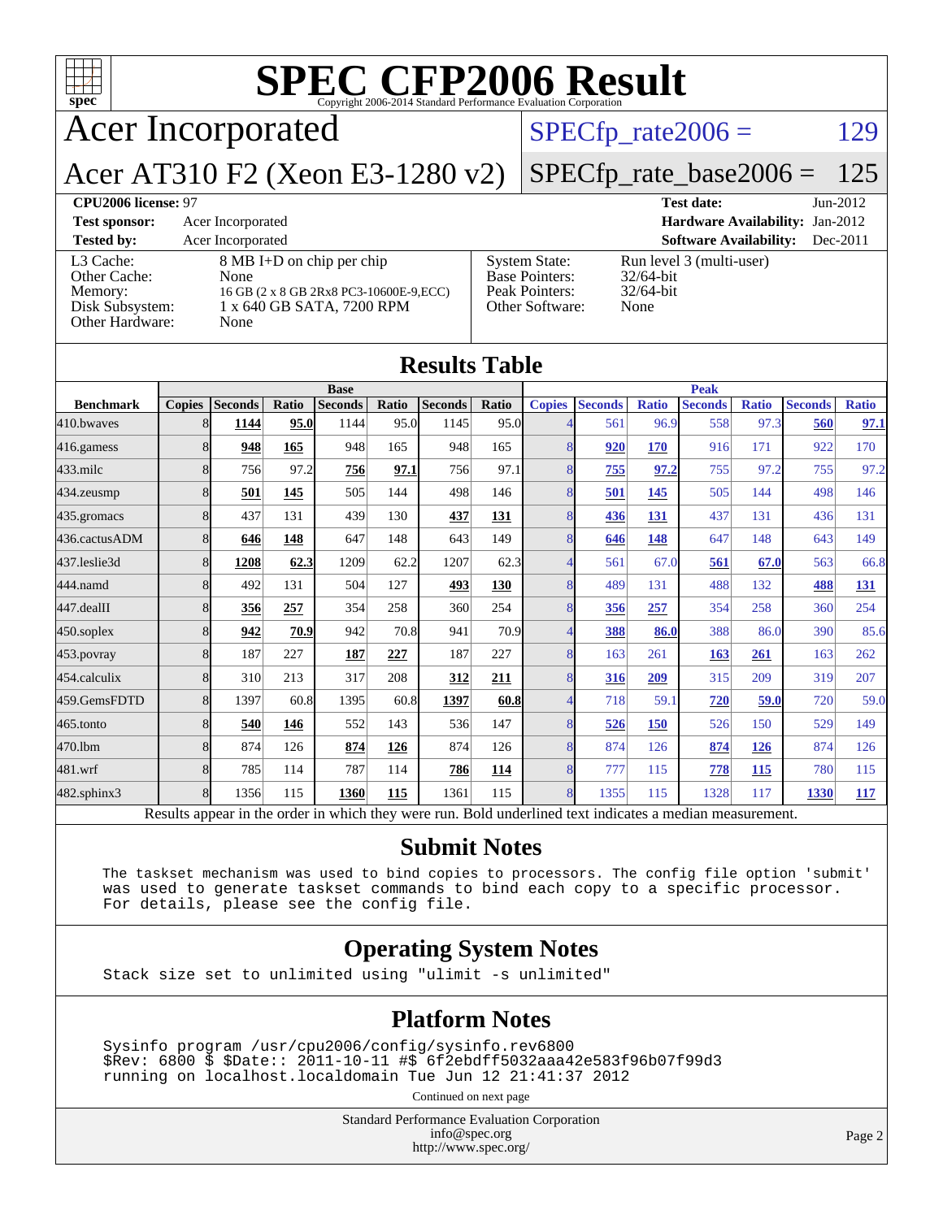# SPEC CFP2006 Result

Copyright 2006-2014 Standard Performance Evaluation Corporation

## Acer Incorporated

## Acer AT310 F2 (Xeon E3-1280 v2)

SPECfp_rate2006 = 129

SPECfp_rate_base2006 = 125

**CPU2006 license:** 97

**Test sponsor:** Acer Incorporated

**Tested by:** Acer Incorporated

**Test date:** Jun-2012

**Hardware Availability:** Jan-2012

**Software Availability:** Dec-2011

| | |
|---|---|
| L3 Cache: | 8 MB I+D on chip per chip |
| Other Cache: | None |
| Memory: | 16 GB (2 x 8 GB 2Rx8 PC3-10600E-9,ECC) |
| Disk Subsystem: | 1 x 640 GB SATA, 7200 RPM |
| Other Hardware: | None |

| | |
|---|---|
| System State: | Run level 3 (multi-user) |
| Base Pointers: | 32/64-bit |
| Peak Pointers: | 32/64-bit |
| Other Software: | None |

## Results Table

| | Base | | | | | | | | Peak | | | | | | |
|---|---|---|---|---|---|---|---|---|---|---|---|---|---|---|---|
| Benchmark | Copies | Seconds | Ratio | Seconds | Ratio | Seconds | Ratio | Copies | Seconds | Ratio | Seconds | Ratio | Seconds | Ratio |
| 410.bwaves | 8 | **1144** | **95.0** | 1144 | 95.0 | 1145 | 95.0 | 4 | 561 | 96.9 | 558 | 97.3 | **560** | **97.1** |
| 416.gamess | 8 | **948** | **165** | 948 | 165 | 948 | 165 | 8 | **920** | **170** | 916 | 171 | 922 | 170 |
| 433.milc | 8 | 756 | 97.2 | **756** | **97.1** | 756 | 97.1 | 8 | **755** | **97.2** | 755 | 97.2 | 755 | 97.2 |
| 434.zeusmp | 8 | **501** | **145** | 505 | 144 | 498 | 146 | 8 | **501** | **145** | 505 | 144 | 498 | 146 |
| 435.gromacs | 8 | 437 | 131 | 439 | 130 | **437** | **131** | 8 | **436** | **131** | 437 | 131 | 436 | 131 |
| 436.cactusADM | 8 | **646** | **148** | 647 | 148 | 643 | 149 | 8 | **646** | **148** | 647 | 148 | 643 | 149 |
| 437.leslie3d | 8 | **1208** | **62.3** | 1209 | 62.2 | 1207 | 62.3 | 4 | 561 | 67.0 | **561** | **67.0** | 563 | 66.8 |
| 444.namd | 8 | 492 | 131 | 504 | 127 | **493** | **130** | 8 | 489 | 131 | 488 | 132 | **488** | **131** |
| 447.dealII | 8 | **356** | **257** | 354 | 258 | 360 | 254 | 8 | **356** | **257** | 354 | 258 | 360 | 254 |
| 450.soplex | 8 | **942** | **70.9** | 942 | 70.8 | 941 | 70.9 | 4 | **388** | **86.0** | 388 | 86.0 | 390 | 85.6 |
| 453.povray | 8 | 187 | 227 | **187** | **227** | 187 | 227 | 8 | 163 | 261 | **163** | **261** | 163 | 262 |
| 454.calculix | 8 | 310 | 213 | 317 | 208 | **312** | **211** | 8 | **316** | **209** | 315 | 209 | 319 | 207 |
| 459.GemsFDTD | 8 | 1397 | 60.8 | 1395 | 60.8 | **1397** | **60.8** | 4 | 718 | 59.1 | **720** | **59.0** | 720 | 59.0 |
| 465.tonto | 8 | **540** | **146** | 552 | 143 | 536 | 147 | 8 | **526** | **150** | 526 | 150 | 529 | 149 |
| 470.lbm | 8 | 874 | 126 | **874** | **126** | 874 | 126 | 8 | 874 | 126 | **874** | **126** | 874 | 126 |
| 481.wrf | 8 | 785 | 114 | 787 | 114 | **786** | **114** | 8 | 777 | 115 | **778** | **115** | 780 | 115 |
| 482.sphinx3 | 8 | 1356 | 115 | **1360** | **115** | 1361 | 115 | 8 | 1355 | 115 | 1328 | 117 | **1330** | **117** |

Results appear in the order in which they were run. Bold underlined text indicates a median measurement.

## Submit Notes

```
The taskset mechanism was used to bind copies to processors. The config file option 'submit'
was used to generate taskset commands to bind each copy to a specific processor.
For details, please see the config file.
```

## Operating System Notes

```
Stack size set to unlimited using "ulimit -s unlimited"
```

## Platform Notes

```
Sysinfo program /usr/cpu2006/config/sysinfo.rev6800
$Rev: 6800 $ $Date:: 2011-10-11 #$ 6f2ebdff5032aaa42e583f96b07f99d3
running on localhost.localdomain Tue Jun 12 21:41:37 2012
```

Continued on next page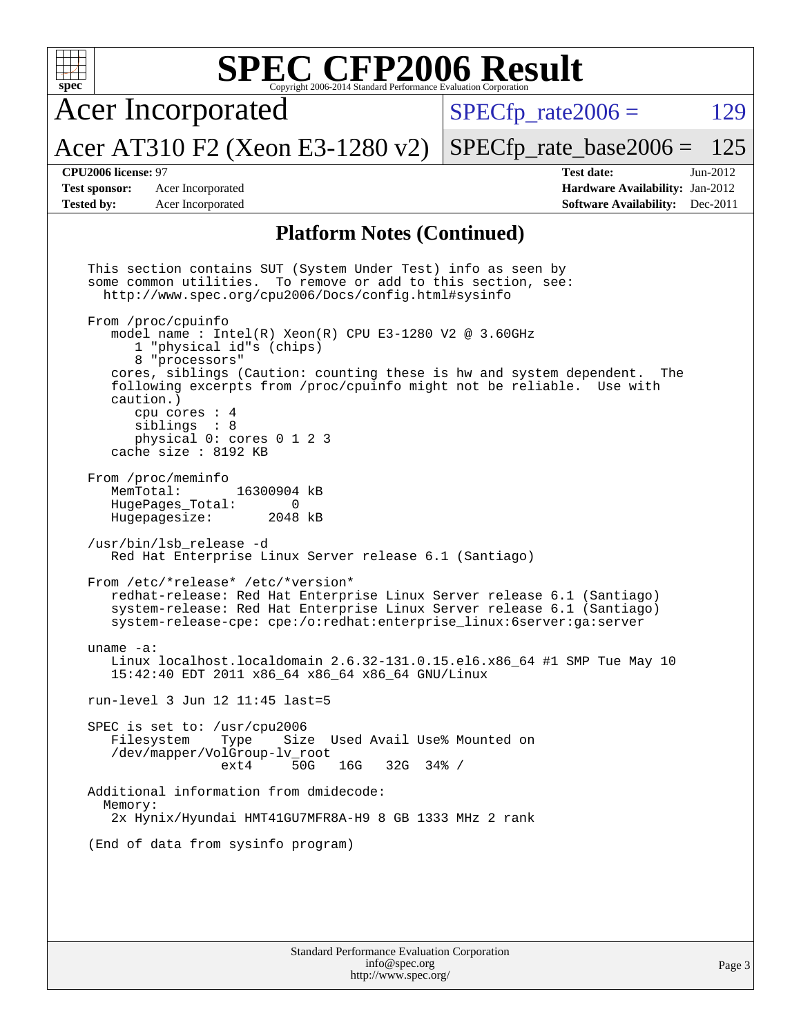# SPEC CFP2006 Result

Copyright 2006-2014 Standard Performance Evaluation Corporation

**Acer Incorporated**

**Acer AT310 F2 (Xeon E3-1280 v2)**

SPECfp_rate2006 = 129

SPECfp_rate_base2006 = 125

**CPU2006 license:** 97

**Test sponsor:** Acer Incorporated

**Tested by:** Acer Incorporated

**Test date:** Jun-2012

**Hardware Availability:** Jan-2012

**Software Availability:** Dec-2011

## Platform Notes (Continued)

```
This section contains SUT (System Under Test) info as seen by
some common utilities.  To remove or add to this section, see:
  http://www.spec.org/cpu2006/Docs/config.html#sysinfo

From /proc/cpuinfo
   model name : Intel(R) Xeon(R) CPU E3-1280 V2 @ 3.60GHz
      1 "physical id"s (chips)
      8 "processors"
   cores, siblings (Caution: counting these is hw and system dependent.  The
   following excerpts from /proc/cpuinfo might not be reliable.  Use with
   caution.)
      cpu cores : 4
      siblings  : 8
      physical 0: cores 0 1 2 3
   cache size : 8192 KB

From /proc/meminfo
   MemTotal:       16300904 kB
   HugePages_Total:       0
   Hugepagesize:       2048 kB

/usr/bin/lsb_release -d
   Red Hat Enterprise Linux Server release 6.1 (Santiago)

From /etc/*release* /etc/*version*
   redhat-release: Red Hat Enterprise Linux Server release 6.1 (Santiago)
   system-release: Red Hat Enterprise Linux Server release 6.1 (Santiago)
   system-release-cpe: cpe:/o:redhat:enterprise_linux:6server:ga:server

uname -a:
   Linux localhost.localdomain 2.6.32-131.0.15.el6.x86_64 #1 SMP Tue May 10
   15:42:40 EDT 2011 x86_64 x86_64 x86_64 GNU/Linux

run-level 3 Jun 12 11:45 last=5

SPEC is set to: /usr/cpu2006
   Filesystem    Type    Size  Used Avail Use% Mounted on
   /dev/mapper/VolGroup-lv_root
                 ext4     50G   16G   32G  34% /

Additional information from dmidecode:
  Memory:
   2x Hynix/Hyundai HMT41GU7MFR8A-H9 8 GB 1333 MHz 2 rank

(End of data from sysinfo program)
```

Standard Performance Evaluation Corporation
info@spec.org
http://www.spec.org/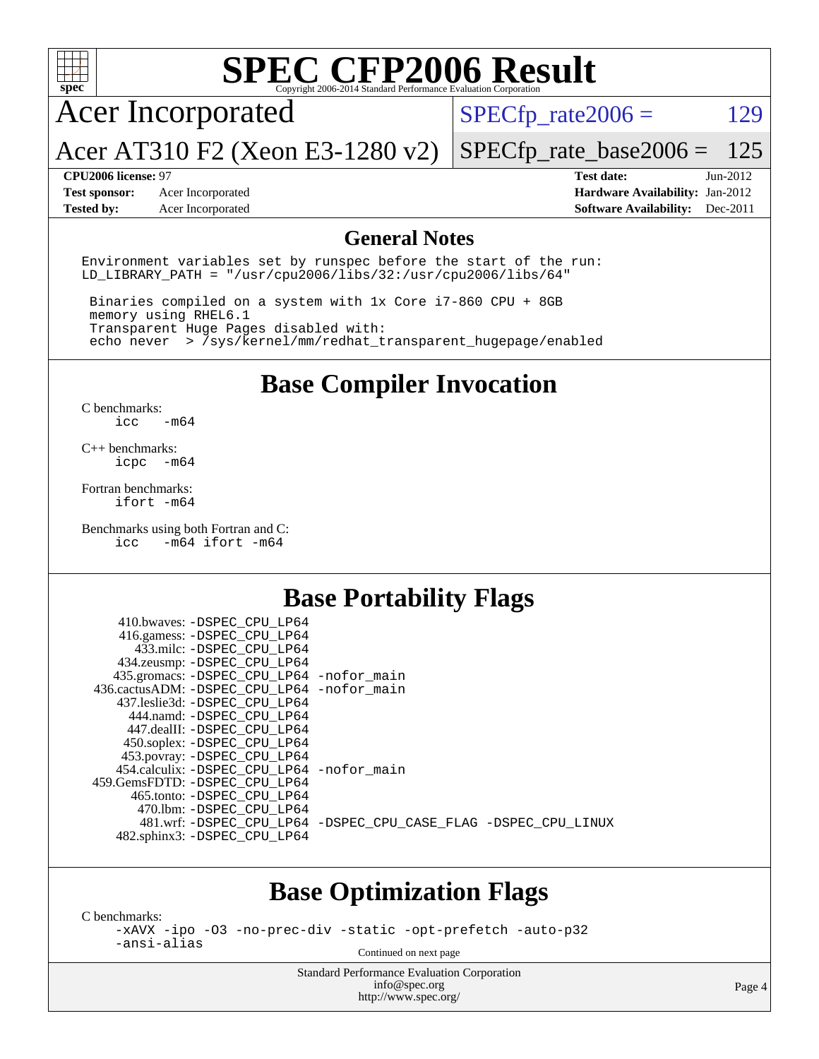# SPEC CFP2006 Result

Copyright 2006-2014 Standard Performance Evaluation Corporation

**Acer Incorporated**

**Acer AT310 F2 (Xeon E3-1280 v2)**

SPECfp_rate2006 = 129

SPECfp_rate_base2006 = 125

| | | | |
|---|---|---|---|
| **CPU2006 license:** 97 | | **Test date:** | Jun-2012 |
| **Test sponsor:** | Acer Incorporated | **Hardware Availability:** | Jan-2012 |
| **Tested by:** | Acer Incorporated | **Software Availability:** | Dec-2011 |

## General Notes

```
Environment variables set by runspec before the start of the run:
LD_LIBRARY_PATH = "/usr/cpu2006/libs/32:/usr/cpu2006/libs/64"

 Binaries compiled on a system with 1x Core i7-860 CPU + 8GB
 memory using RHEL6.1
 Transparent Huge Pages disabled with:
 echo never  > /sys/kernel/mm/redhat_transparent_hugepage/enabled
```

## Base Compiler Invocation

C benchmarks:
```
icc   -m64
```

C++ benchmarks:
```
icpc  -m64
```

Fortran benchmarks:
```
ifort -m64
```

Benchmarks using both Fortran and C:
```
icc   -m64 ifort -m64
```

## Base Portability Flags

```
     410.bwaves: -DSPEC_CPU_LP64
     416.gamess: -DSPEC_CPU_LP64
       433.milc: -DSPEC_CPU_LP64
     434.zeusmp: -DSPEC_CPU_LP64
    435.gromacs: -DSPEC_CPU_LP64 -nofor_main
 436.cactusADM: -DSPEC_CPU_LP64 -nofor_main
   437.leslie3d: -DSPEC_CPU_LP64
      444.namd: -DSPEC_CPU_LP64
    447.dealII: -DSPEC_CPU_LP64
    450.soplex: -DSPEC_CPU_LP64
    453.povray: -DSPEC_CPU_LP64
  454.calculix: -DSPEC_CPU_LP64 -nofor_main
 459.GemsFDTD: -DSPEC_CPU_LP64
     465.tonto: -DSPEC_CPU_LP64
       470.lbm: -DSPEC_CPU_LP64
       481.wrf: -DSPEC_CPU_LP64 -DSPEC_CPU_CASE_FLAG -DSPEC_CPU_LINUX
   482.sphinx3: -DSPEC_CPU_LP64
```

## Base Optimization Flags

C benchmarks:
```
-xAVX -ipo -O3 -no-prec-div -static -opt-prefetch -auto-p32
-ansi-alias
```

Continued on next page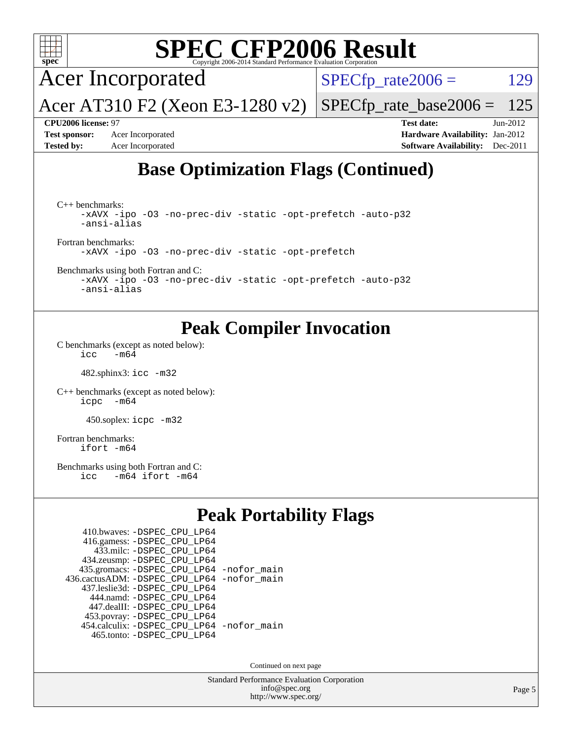# SPEC CFP2006 Result

Copyright 2006-2014 Standard Performance Evaluation Corporation

## Acer Incorporated

Acer AT310 F2 (Xeon E3-1280 v2)

SPECfp_rate2006 = 129

SPECfp_rate_base2006 = 125

**CPU2006 license:** 97

**Test sponsor:** Acer Incorporated

**Tested by:** Acer Incorporated

**Test date:** Jun-2012

**Hardware Availability:** Jan-2012

**Software Availability:** Dec-2011

## Base Optimization Flags (Continued)

C++ benchmarks:

```
-xAVX -ipo -O3 -no-prec-div -static -opt-prefetch -auto-p32
-ansi-alias
```

Fortran benchmarks:

```
-xAVX -ipo -O3 -no-prec-div -static -opt-prefetch
```

Benchmarks using both Fortran and C:

```
-xAVX -ipo -O3 -no-prec-div -static -opt-prefetch -auto-p32
-ansi-alias
```

## Peak Compiler Invocation

C benchmarks (except as noted below):

```
icc   -m64
```

482.sphinx3: `icc -m32`

C++ benchmarks (except as noted below):

```
icpc   -m64
```

450.soplex: `icpc -m32`

Fortran benchmarks:

```
ifort -m64
```

Benchmarks using both Fortran and C:

```
icc   -m64 ifort -m64
```

## Peak Portability Flags

410.bwaves: -DSPEC_CPU_LP64
416.gamess: -DSPEC_CPU_LP64
433.milc: -DSPEC_CPU_LP64
434.zeusmp: -DSPEC_CPU_LP64
435.gromacs: -DSPEC_CPU_LP64 -nofor_main
436.cactusADM: -DSPEC_CPU_LP64 -nofor_main
437.leslie3d: -DSPEC_CPU_LP64
444.namd: -DSPEC_CPU_LP64
447.dealII: -DSPEC_CPU_LP64
453.povray: -DSPEC_CPU_LP64
454.calculix: -DSPEC_CPU_LP64 -nofor_main
465.tonto: -DSPEC_CPU_LP64

Continued on next page

Standard Performance Evaluation Corporation
info@spec.org
http://www.spec.org/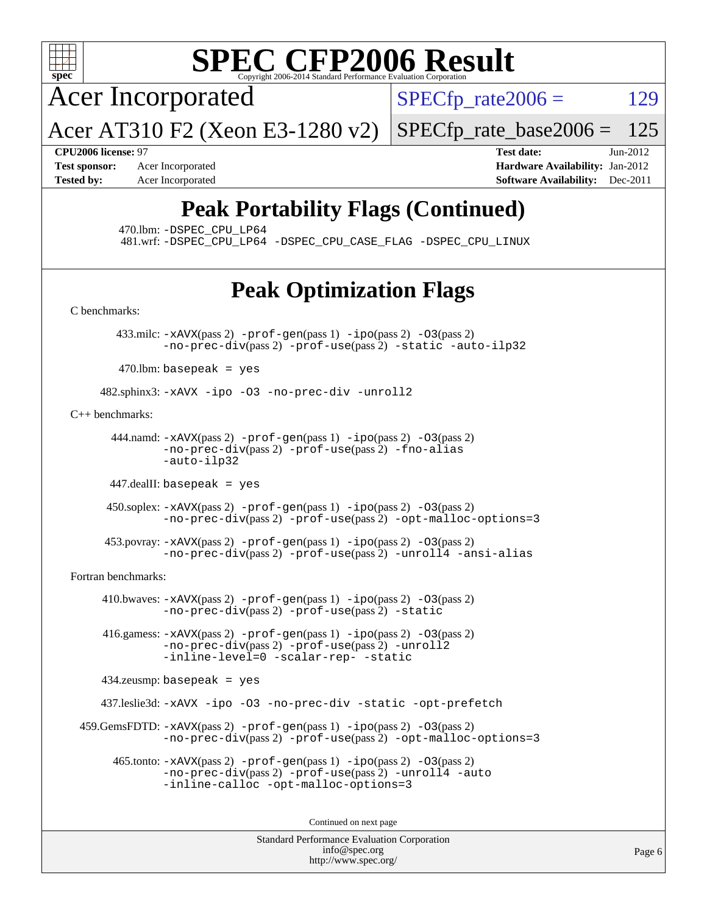# SPEC CFP2006 Result

Copyright 2006-2014 Standard Performance Evaluation Corporation

**Acer Incorporated**

**Acer AT310 F2 (Xeon E3-1280 v2)**

SPECfp_rate2006 = 129

SPECfp_rate_base2006 = 125

**CPU2006 license:** 97
**Test sponsor:** Acer Incorporated
**Tested by:** Acer Incorporated

**Test date:** Jun-2012
**Hardware Availability:** Jan-2012
**Software Availability:** Dec-2011

## Peak Portability Flags (Continued)

470.lbm: -DSPEC_CPU_LP64
481.wrf: -DSPEC_CPU_LP64 -DSPEC_CPU_CASE_FLAG -DSPEC_CPU_LINUX

## Peak Optimization Flags

C benchmarks:

433.milc: -xAVX(pass 2) -prof-gen(pass 1) -ipo(pass 2) -O3(pass 2) -no-prec-div(pass 2) -prof-use(pass 2) -static -auto-ilp32

470.lbm: basepeak = yes

482.sphinx3: -xAVX -ipo -O3 -no-prec-div -unroll2

C++ benchmarks:

444.namd: -xAVX(pass 2) -prof-gen(pass 1) -ipo(pass 2) -O3(pass 2) -no-prec-div(pass 2) -prof-use(pass 2) -fno-alias -auto-ilp32

447.dealII: basepeak = yes

450.soplex: -xAVX(pass 2) -prof-gen(pass 1) -ipo(pass 2) -O3(pass 2) -no-prec-div(pass 2) -prof-use(pass 2) -opt-malloc-options=3

453.povray: -xAVX(pass 2) -prof-gen(pass 1) -ipo(pass 2) -O3(pass 2) -no-prec-div(pass 2) -prof-use(pass 2) -unroll4 -ansi-alias

Fortran benchmarks:

410.bwaves: -xAVX(pass 2) -prof-gen(pass 1) -ipo(pass 2) -O3(pass 2) -no-prec-div(pass 2) -prof-use(pass 2) -static

416.gamess: -xAVX(pass 2) -prof-gen(pass 1) -ipo(pass 2) -O3(pass 2) -no-prec-div(pass 2) -prof-use(pass 2) -unroll2 -inline-level=0 -scalar-rep- -static

434.zeusmp: basepeak = yes

437.leslie3d: -xAVX -ipo -O3 -no-prec-div -static -opt-prefetch

459.GemsFDTD: -xAVX(pass 2) -prof-gen(pass 1) -ipo(pass 2) -O3(pass 2) -no-prec-div(pass 2) -prof-use(pass 2) -opt-malloc-options=3

465.tonto: -xAVX(pass 2) -prof-gen(pass 1) -ipo(pass 2) -O3(pass 2) -no-prec-div(pass 2) -prof-use(pass 2) -unroll4 -auto -inline-calloc -opt-malloc-options=3

Continued on next page

Standard Performance Evaluation Corporation
info@spec.org
http://www.spec.org/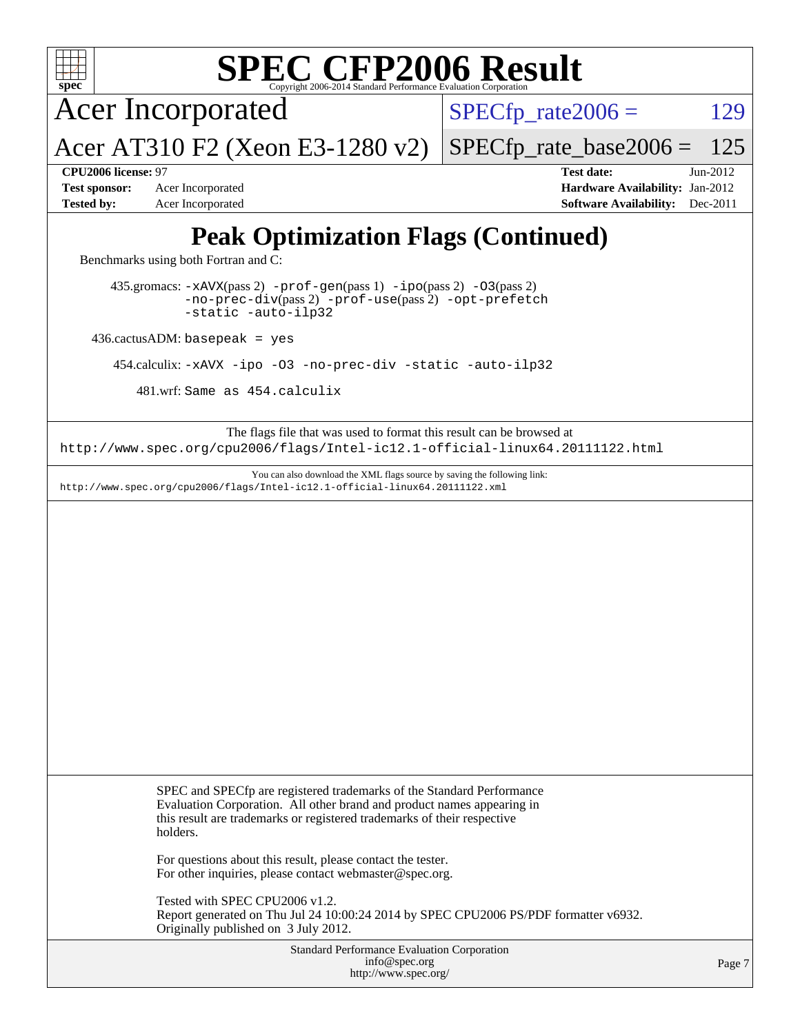# SPEC CFP2006 Result

Copyright 2006-2014 Standard Performance Evaluation Corporation

**Acer Incorporated**

**Acer AT310 F2 (Xeon E3-1280 v2)**

SPECfp_rate2006 = 129

SPECfp_rate_base2006 = 125

**CPU2006 license:** 97
**Test sponsor:** Acer Incorporated
**Tested by:** Acer Incorporated

**Test date:** Jun-2012
**Hardware Availability:** Jan-2012
**Software Availability:** Dec-2011

## Peak Optimization Flags (Continued)

Benchmarks using both Fortran and C:

435.gromacs: `-xAVX`(pass 2) `-prof-gen`(pass 1) `-ipo`(pass 2) `-O3`(pass 2) `-no-prec-div`(pass 2) `-prof-use`(pass 2) `-opt-prefetch` `-static` `-auto-ilp32`

436.cactusADM: `basepeak = yes`

454.calculix: `-xAVX -ipo -O3 -no-prec-div -static -auto-ilp32`

481.wrf: `Same as 454.calculix`

The flags file that was used to format this result can be browsed at
http://www.spec.org/cpu2006/flags/Intel-ic12.1-official-linux64.20111122.html

You can also download the XML flags source by saving the following link:
http://www.spec.org/cpu2006/flags/Intel-ic12.1-official-linux64.20111122.xml

SPEC and SPECfp are registered trademarks of the Standard Performance Evaluation Corporation. All other brand and product names appearing in this result are trademarks or registered trademarks of their respective holders.

For questions about this result, please contact the tester.
For other inquiries, please contact webmaster@spec.org.

Tested with SPEC CPU2006 v1.2.
Report generated on Thu Jul 24 10:00:24 2014 by SPEC CPU2006 PS/PDF formatter v6932.
Originally published on 3 July 2012.

Standard Performance Evaluation Corporation
info@spec.org
http://www.spec.org/